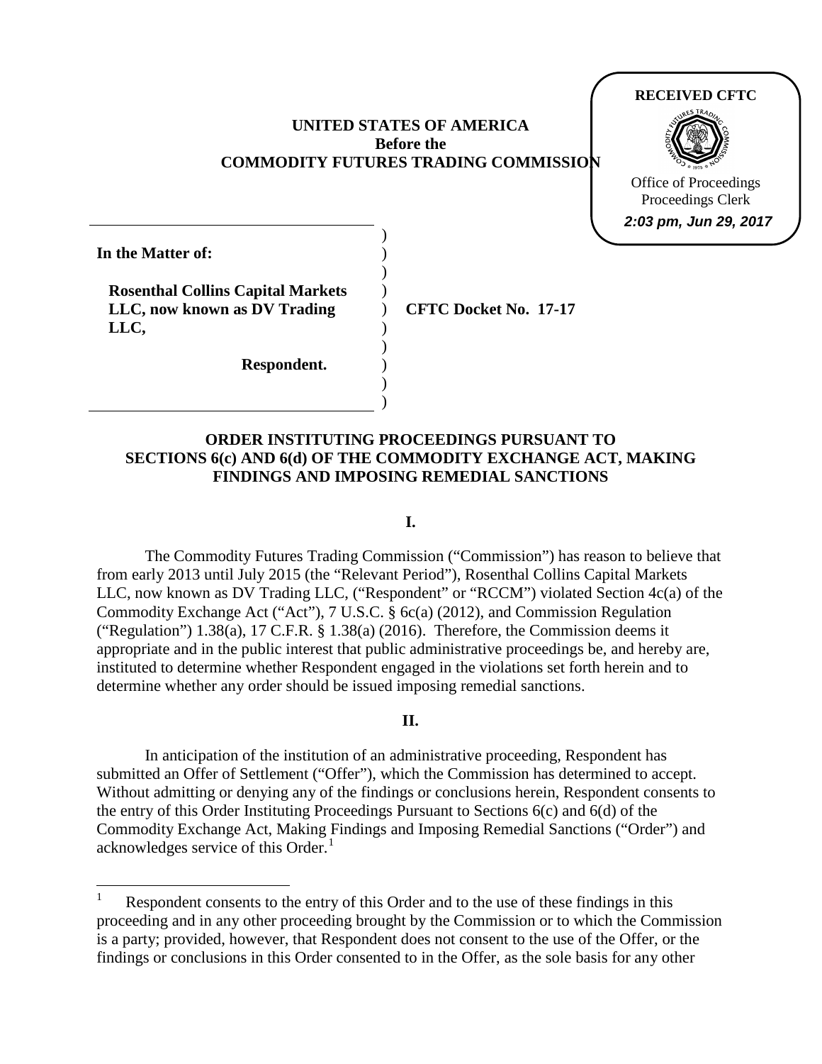**RECEIVED CFTC**

Office of Proceedings
Proceedings Clerk
*2:03 pm, Jun 29, 2017*

**UNITED STATES OF AMERICA**
**Before the**
**COMMODITY FUTURES TRADING COMMISSION**

| | |
|---|---|
| **In the Matter of:** | |
| **Rosenthal Collins Capital Markets LLC, now known as DV Trading LLC,** | **CFTC Docket No. 17-17** |
| **Respondent.** | |

**ORDER INSTITUTING PROCEEDINGS PURSUANT TO SECTIONS 6(c) AND 6(d) OF THE COMMODITY EXCHANGE ACT, MAKING FINDINGS AND IMPOSING REMEDIAL SANCTIONS**

## I.

The Commodity Futures Trading Commission ("Commission") has reason to believe that from early 2013 until July 2015 (the "Relevant Period"), Rosenthal Collins Capital Markets LLC, now known as DV Trading LLC, ("Respondent" or "RCCM") violated Section 4c(a) of the Commodity Exchange Act ("Act"), 7 U.S.C. § 6c(a) (2012), and Commission Regulation ("Regulation") 1.38(a), 17 C.F.R. § 1.38(a) (2016). Therefore, the Commission deems it appropriate and in the public interest that public administrative proceedings be, and hereby are, instituted to determine whether Respondent engaged in the violations set forth herein and to determine whether any order should be issued imposing remedial sanctions.

## II.

In anticipation of the institution of an administrative proceeding, Respondent has submitted an Offer of Settlement ("Offer"), which the Commission has determined to accept. Without admitting or denying any of the findings or conclusions herein, Respondent consents to the entry of this Order Instituting Proceedings Pursuant to Sections 6(c) and 6(d) of the Commodity Exchange Act, Making Findings and Imposing Remedial Sanctions ("Order") and acknowledges service of this Order.[1]

[1] Respondent consents to the entry of this Order and to the use of these findings in this proceeding and in any other proceeding brought by the Commission or to which the Commission is a party; provided, however, that Respondent does not consent to the use of the Offer, or the findings or conclusions in this Order consented to in the Offer, as the sole basis for any other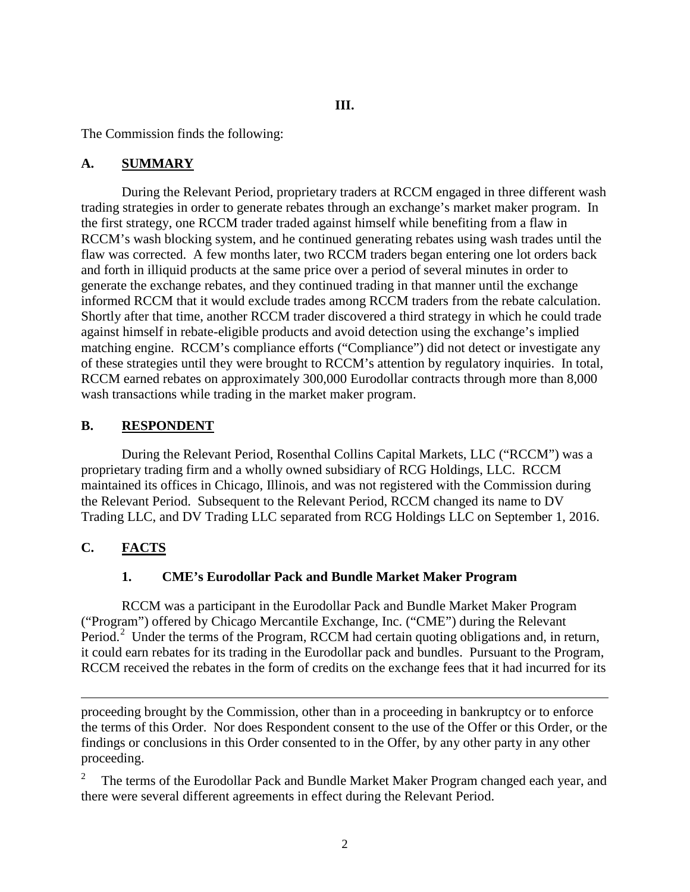**III.**

The Commission finds the following:

## A. SUMMARY

During the Relevant Period, proprietary traders at RCCM engaged in three different wash trading strategies in order to generate rebates through an exchange's market maker program. In the first strategy, one RCCM trader traded against himself while benefiting from a flaw in RCCM's wash blocking system, and he continued generating rebates using wash trades until the flaw was corrected. A few months later, two RCCM traders began entering one lot orders back and forth in illiquid products at the same price over a period of several minutes in order to generate the exchange rebates, and they continued trading in that manner until the exchange informed RCCM that it would exclude trades among RCCM traders from the rebate calculation. Shortly after that time, another RCCM trader discovered a third strategy in which he could trade against himself in rebate-eligible products and avoid detection using the exchange's implied matching engine. RCCM's compliance efforts ("Compliance") did not detect or investigate any of these strategies until they were brought to RCCM's attention by regulatory inquiries. In total, RCCM earned rebates on approximately 300,000 Eurodollar contracts through more than 8,000 wash transactions while trading in the market maker program.

## B. RESPONDENT

During the Relevant Period, Rosenthal Collins Capital Markets, LLC ("RCCM") was a proprietary trading firm and a wholly owned subsidiary of RCG Holdings, LLC. RCCM maintained its offices in Chicago, Illinois, and was not registered with the Commission during the Relevant Period. Subsequent to the Relevant Period, RCCM changed its name to DV Trading LLC, and DV Trading LLC separated from RCG Holdings LLC on September 1, 2016.

## C. FACTS

### 1. CME's Eurodollar Pack and Bundle Market Maker Program

RCCM was a participant in the Eurodollar Pack and Bundle Market Maker Program ("Program") offered by Chicago Mercantile Exchange, Inc. ("CME") during the Relevant Period.[2] Under the terms of the Program, RCCM had certain quoting obligations and, in return, it could earn rebates for its trading in the Eurodollar pack and bundles. Pursuant to the Program, RCCM received the rebates in the form of credits on the exchange fees that it had incurred for its

---

proceeding brought by the Commission, other than in a proceeding in bankruptcy or to enforce the terms of this Order. Nor does Respondent consent to the use of the Offer or this Order, or the findings or conclusions in this Order consented to in the Offer, by any other party in any other proceeding.

[2] The terms of the Eurodollar Pack and Bundle Market Maker Program changed each year, and there were several different agreements in effect during the Relevant Period.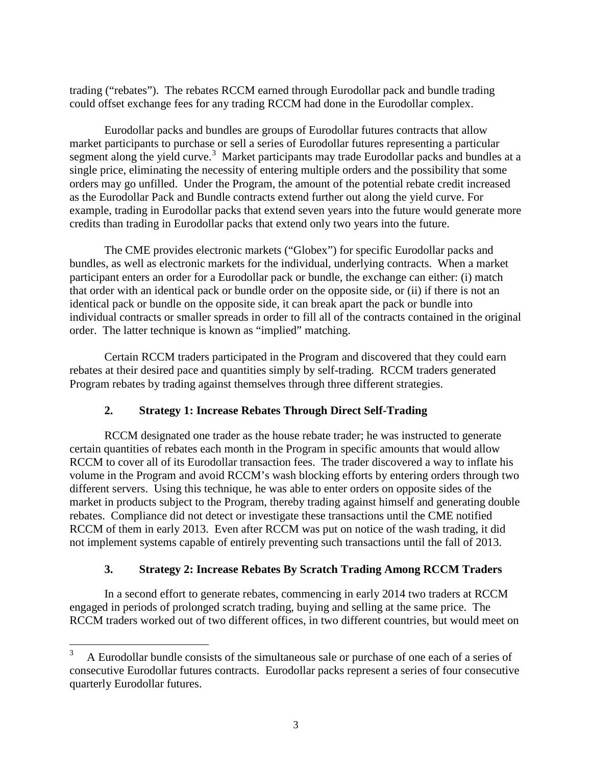trading ("rebates"). The rebates RCCM earned through Eurodollar pack and bundle trading could offset exchange fees for any trading RCCM had done in the Eurodollar complex.

Eurodollar packs and bundles are groups of Eurodollar futures contracts that allow market participants to purchase or sell a series of Eurodollar futures representing a particular segment along the yield curve.[3] Market participants may trade Eurodollar packs and bundles at a single price, eliminating the necessity of entering multiple orders and the possibility that some orders may go unfilled. Under the Program, the amount of the potential rebate credit increased as the Eurodollar Pack and Bundle contracts extend further out along the yield curve. For example, trading in Eurodollar packs that extend seven years into the future would generate more credits than trading in Eurodollar packs that extend only two years into the future.

The CME provides electronic markets ("Globex") for specific Eurodollar packs and bundles, as well as electronic markets for the individual, underlying contracts. When a market participant enters an order for a Eurodollar pack or bundle, the exchange can either: (i) match that order with an identical pack or bundle order on the opposite side, or (ii) if there is not an identical pack or bundle on the opposite side, it can break apart the pack or bundle into individual contracts or smaller spreads in order to fill all of the contracts contained in the original order. The latter technique is known as "implied" matching.

Certain RCCM traders participated in the Program and discovered that they could earn rebates at their desired pace and quantities simply by self-trading. RCCM traders generated Program rebates by trading against themselves through three different strategies.

### 2. Strategy 1: Increase Rebates Through Direct Self-Trading

RCCM designated one trader as the house rebate trader; he was instructed to generate certain quantities of rebates each month in the Program in specific amounts that would allow RCCM to cover all of its Eurodollar transaction fees. The trader discovered a way to inflate his volume in the Program and avoid RCCM's wash blocking efforts by entering orders through two different servers. Using this technique, he was able to enter orders on opposite sides of the market in products subject to the Program, thereby trading against himself and generating double rebates. Compliance did not detect or investigate these transactions until the CME notified RCCM of them in early 2013. Even after RCCM was put on notice of the wash trading, it did not implement systems capable of entirely preventing such transactions until the fall of 2013.

### 3. Strategy 2: Increase Rebates By Scratch Trading Among RCCM Traders

In a second effort to generate rebates, commencing in early 2014 two traders at RCCM engaged in periods of prolonged scratch trading, buying and selling at the same price. The RCCM traders worked out of two different offices, in two different countries, but would meet on

---

[3] A Eurodollar bundle consists of the simultaneous sale or purchase of one each of a series of consecutive Eurodollar futures contracts. Eurodollar packs represent a series of four consecutive quarterly Eurodollar futures.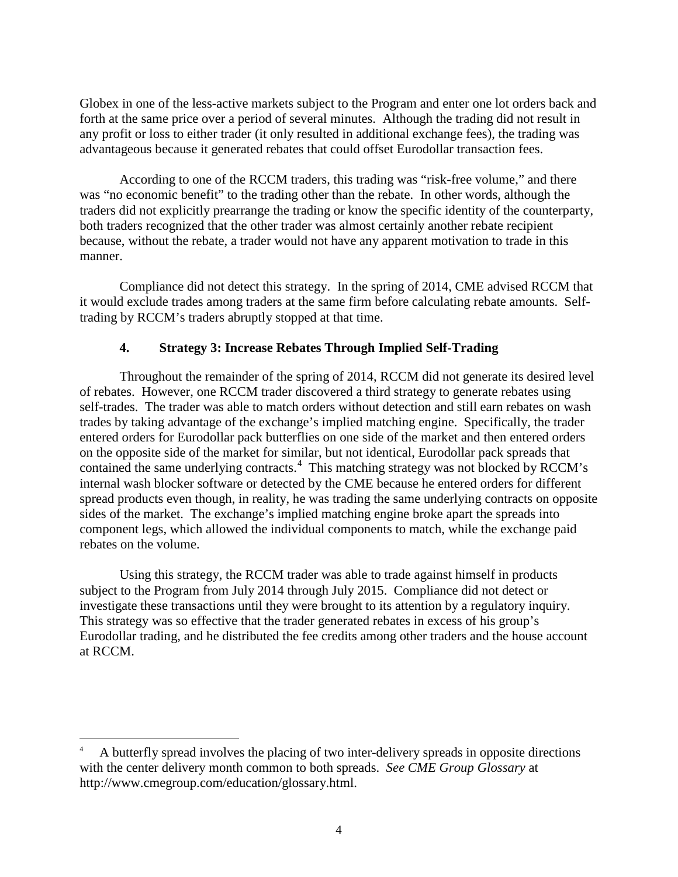Globex in one of the less-active markets subject to the Program and enter one lot orders back and forth at the same price over a period of several minutes. Although the trading did not result in any profit or loss to either trader (it only resulted in additional exchange fees), the trading was advantageous because it generated rebates that could offset Eurodollar transaction fees.

According to one of the RCCM traders, this trading was "risk-free volume," and there was "no economic benefit" to the trading other than the rebate. In other words, although the traders did not explicitly prearrange the trading or know the specific identity of the counterparty, both traders recognized that the other trader was almost certainly another rebate recipient because, without the rebate, a trader would not have any apparent motivation to trade in this manner.

Compliance did not detect this strategy. In the spring of 2014, CME advised RCCM that it would exclude trades among traders at the same firm before calculating rebate amounts. Self-trading by RCCM's traders abruptly stopped at that time.

### 4. Strategy 3: Increase Rebates Through Implied Self-Trading

Throughout the remainder of the spring of 2014, RCCM did not generate its desired level of rebates. However, one RCCM trader discovered a third strategy to generate rebates using self-trades. The trader was able to match orders without detection and still earn rebates on wash trades by taking advantage of the exchange's implied matching engine. Specifically, the trader entered orders for Eurodollar pack butterflies on one side of the market and then entered orders on the opposite side of the market for similar, but not identical, Eurodollar pack spreads that contained the same underlying contracts.[4] This matching strategy was not blocked by RCCM's internal wash blocker software or detected by the CME because he entered orders for different spread products even though, in reality, he was trading the same underlying contracts on opposite sides of the market. The exchange's implied matching engine broke apart the spreads into component legs, which allowed the individual components to match, while the exchange paid rebates on the volume.

Using this strategy, the RCCM trader was able to trade against himself in products subject to the Program from July 2014 through July 2015. Compliance did not detect or investigate these transactions until they were brought to its attention by a regulatory inquiry. This strategy was so effective that the trader generated rebates in excess of his group's Eurodollar trading, and he distributed the fee credits among other traders and the house account at RCCM.

---

[4] A butterfly spread involves the placing of two inter-delivery spreads in opposite directions with the center delivery month common to both spreads. *See CME Group Glossary* at http://www.cmegroup.com/education/glossary.html.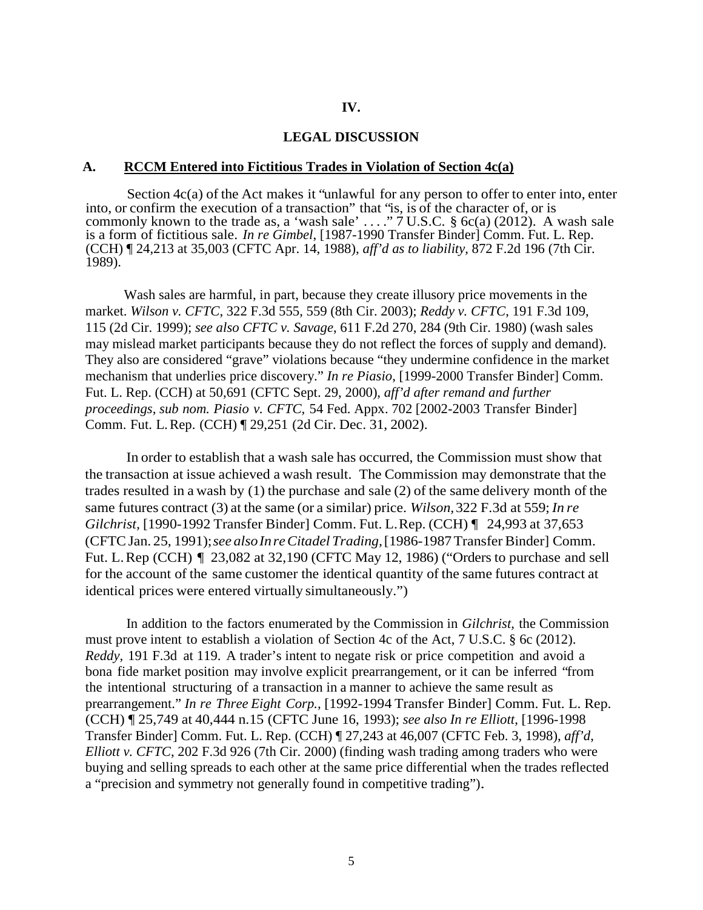## IV.

## LEGAL DISCUSSION

### A. RCCM Entered into Fictitious Trades in Violation of Section 4c(a)

Section 4c(a) of the Act makes it "unlawful for any person to offer to enter into, enter into, or confirm the execution of a transaction" that "is, is of the character of, or is commonly known to the trade as, a 'wash sale' . . . ." 7 U.S.C. § 6c(a) (2012). A wash sale is a form of fictitious sale. *In re Gimbel*, [1987-1990 Transfer Binder] Comm. Fut. L. Rep. (CCH) ¶ 24,213 at 35,003 (CFTC Apr. 14, 1988), *aff'd as to liability*, 872 F.2d 196 (7th Cir. 1989).

Wash sales are harmful, in part, because they create illusory price movements in the market. *Wilson v. CFTC*, 322 F.3d 555, 559 (8th Cir. 2003); *Reddy v. CFTC*, 191 F.3d 109, 115 (2d Cir. 1999); *see also CFTC v. Savage*, 611 F.2d 270, 284 (9th Cir. 1980) (wash sales may mislead market participants because they do not reflect the forces of supply and demand). They also are considered "grave" violations because "they undermine confidence in the market mechanism that underlies price discovery." *In re Piasio*, [1999-2000 Transfer Binder] Comm. Fut. L. Rep. (CCH) at 50,691 (CFTC Sept. 29, 2000), *aff'd after remand and further proceedings, sub nom. Piasio v. CFTC,* 54 Fed. Appx. 702 [2002-2003 Transfer Binder] Comm. Fut. L. Rep. (CCH) ¶ 29,251 (2d Cir. Dec. 31, 2002).

In order to establish that a wash sale has occurred, the Commission must show that the transaction at issue achieved a wash result. The Commission may demonstrate that the trades resulted in a wash by (1) the purchase and sale (2) of the same delivery month of the same futures contract (3) at the same (or a similar) price. *Wilson*, 322 F.3d at 559; *In re Gilchrist*, [1990-1992 Transfer Binder] Comm. Fut. L. Rep. (CCH) ¶ 24,993 at 37,653 (CFTC Jan. 25, 1991); *see also In re Citadel Trading*, [1986-1987 Transfer Binder] Comm. Fut. L. Rep (CCH) ¶ 23,082 at 32,190 (CFTC May 12, 1986) ("Orders to purchase and sell for the account of the same customer the identical quantity of the same futures contract at identical prices were entered virtually simultaneously.")

In addition to the factors enumerated by the Commission in *Gilchrist,* the Commission must prove intent to establish a violation of Section 4c of the Act, 7 U.S.C. § 6c (2012). *Reddy*, 191 F.3d at 119. A trader's intent to negate risk or price competition and avoid a bona fide market position may involve explicit prearrangement, or it can be inferred "from the intentional structuring of a transaction in a manner to achieve the same result as prearrangement." *In re Three Eight Corp.,* [1992-1994 Transfer Binder] Comm. Fut. L. Rep. (CCH) ¶ 25,749 at 40,444 n.15 (CFTC June 16, 1993); *see also In re Elliott*, [1996-1998 Transfer Binder] Comm. Fut. L. Rep. (CCH) ¶ 27,243 at 46,007 (CFTC Feb. 3, 1998), *aff'd*, *Elliott v. CFTC*, 202 F.3d 926 (7th Cir. 2000) (finding wash trading among traders who were buying and selling spreads to each other at the same price differential when the trades reflected a "precision and symmetry not generally found in competitive trading").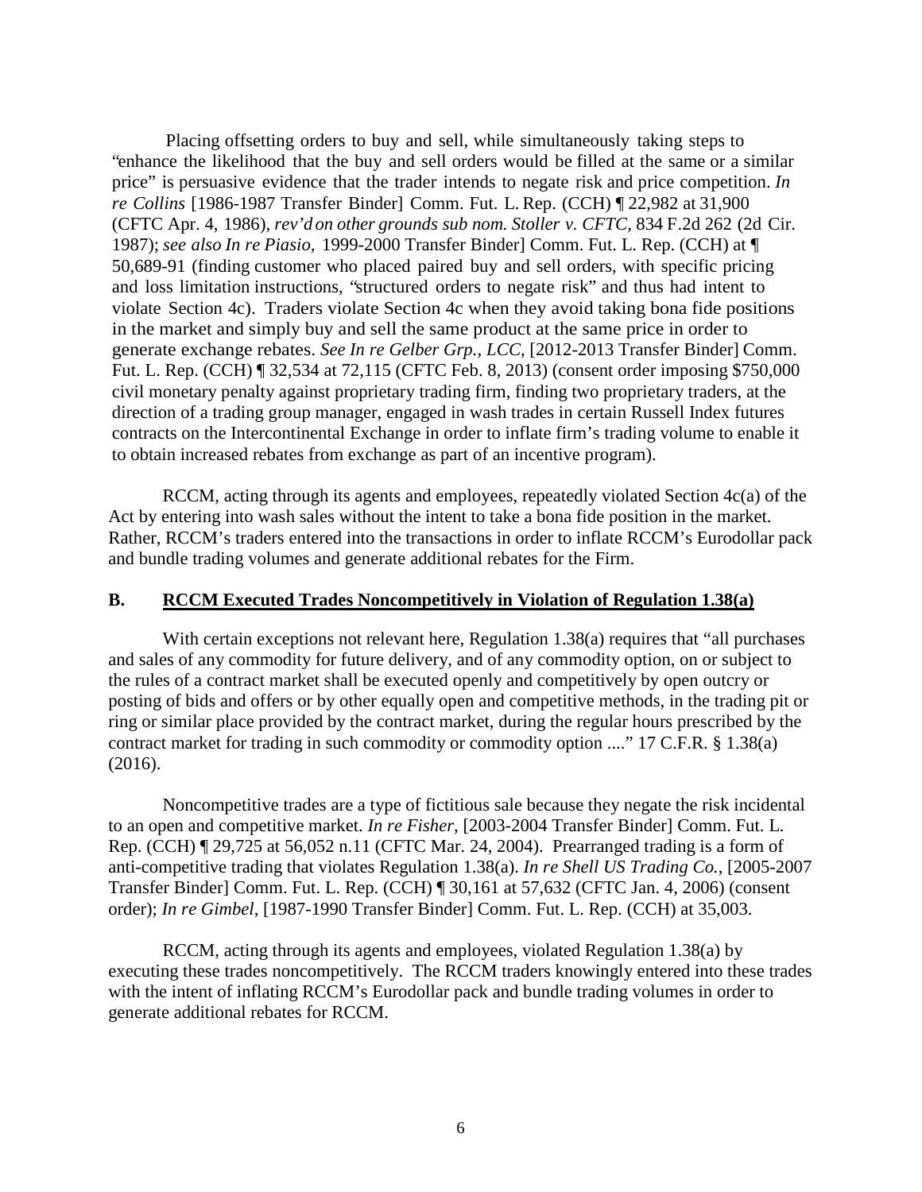Placing offsetting orders to buy and sell, while simultaneously taking steps to "enhance the likelihood that the buy and sell orders would be filled at the same or a similar price" is persuasive evidence that the trader intends to negate risk and price competition. *In re Collins* [1986-1987 Transfer Binder] Comm. Fut. L. Rep. (CCH) ¶ 22,982 at 31,900 (CFTC Apr. 4, 1986), *rev'd on other grounds sub nom. Stoller v. CFTC*, 834 F.2d 262 (2d Cir. 1987); *see also In re Piasio*, 1999-2000 Transfer Binder] Comm. Fut. L. Rep. (CCH) at ¶ 50,689-91 (finding customer who placed paired buy and sell orders, with specific pricing and loss limitation instructions, "structured orders to negate risk" and thus had intent to violate Section 4c). Traders violate Section 4c when they avoid taking bona fide positions in the market and simply buy and sell the same product at the same price in order to generate exchange rebates. *See In re Gelber Grp., LCC*, [2012-2013 Transfer Binder] Comm. Fut. L. Rep. (CCH) ¶ 32,534 at 72,115 (CFTC Feb. 8, 2013) (consent order imposing $750,000 civil monetary penalty against proprietary trading firm, finding two proprietary traders, at the direction of a trading group manager, engaged in wash trades in certain Russell Index futures contracts on the Intercontinental Exchange in order to inflate firm's trading volume to enable it to obtain increased rebates from exchange as part of an incentive program).

RCCM, acting through its agents and employees, repeatedly violated Section 4c(a) of the Act by entering into wash sales without the intent to take a bona fide position in the market. Rather, RCCM's traders entered into the transactions in order to inflate RCCM's Eurodollar pack and bundle trading volumes and generate additional rebates for the Firm.

## B. RCCM Executed Trades Noncompetitively in Violation of Regulation 1.38(a)

With certain exceptions not relevant here, Regulation 1.38(a) requires that "all purchases and sales of any commodity for future delivery, and of any commodity option, on or subject to the rules of a contract market shall be executed openly and competitively by open outcry or posting of bids and offers or by other equally open and competitive methods, in the trading pit or ring or similar place provided by the contract market, during the regular hours prescribed by the contract market for trading in such commodity or commodity option ...." 17 C.F.R. § 1.38(a) (2016).

Noncompetitive trades are a type of fictitious sale because they negate the risk incidental to an open and competitive market. *In re Fisher*, [2003-2004 Transfer Binder] Comm. Fut. L. Rep. (CCH) ¶ 29,725 at 56,052 n.11 (CFTC Mar. 24, 2004). Prearranged trading is a form of anti-competitive trading that violates Regulation 1.38(a). *In re Shell US Trading Co.*, [2005-2007 Transfer Binder] Comm. Fut. L. Rep. (CCH) ¶ 30,161 at 57,632 (CFTC Jan. 4, 2006) (consent order); *In re Gimbel*, [1987-1990 Transfer Binder] Comm. Fut. L. Rep. (CCH) at 35,003.

RCCM, acting through its agents and employees, violated Regulation 1.38(a) by executing these trades noncompetitively. The RCCM traders knowingly entered into these trades with the intent of inflating RCCM's Eurodollar pack and bundle trading volumes in order to generate additional rebates for RCCM.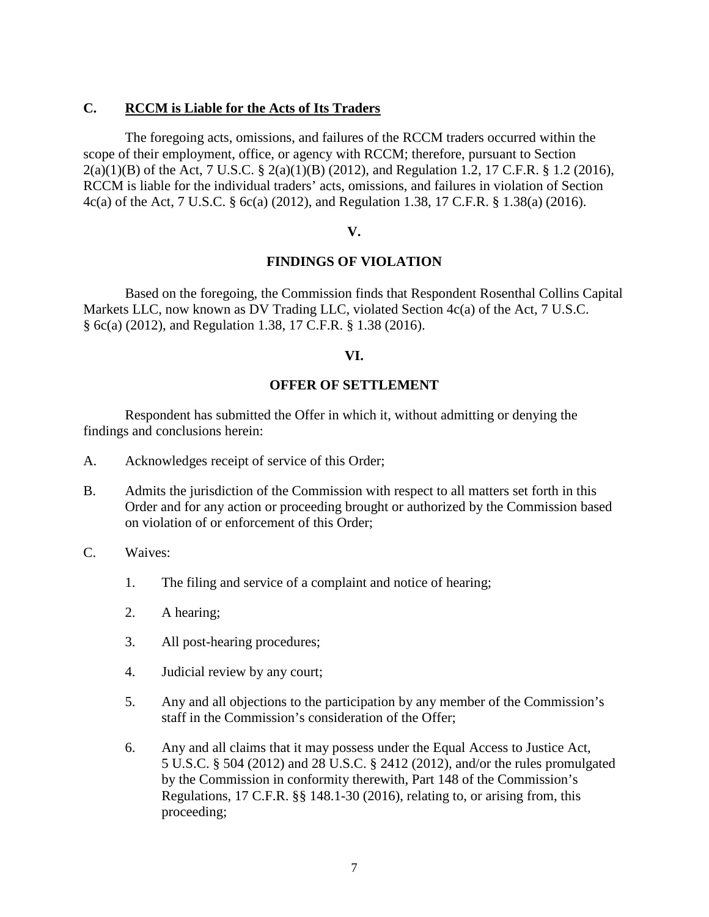### C. RCCM is Liable for the Acts of Its Traders

The foregoing acts, omissions, and failures of the RCCM traders occurred within the scope of their employment, office, or agency with RCCM; therefore, pursuant to Section 2(a)(1)(B) of the Act, 7 U.S.C. § 2(a)(1)(B) (2012), and Regulation 1.2, 17 C.F.R. § 1.2 (2016), RCCM is liable for the individual traders' acts, omissions, and failures in violation of Section 4c(a) of the Act, 7 U.S.C. § 6c(a) (2012), and Regulation 1.38, 17 C.F.R. § 1.38(a) (2016).

## V.

## FINDINGS OF VIOLATION

Based on the foregoing, the Commission finds that Respondent Rosenthal Collins Capital Markets LLC, now known as DV Trading LLC, violated Section 4c(a) of the Act, 7 U.S.C. § 6c(a) (2012), and Regulation 1.38, 17 C.F.R. § 1.38 (2016).

## VI.

## OFFER OF SETTLEMENT

Respondent has submitted the Offer in which it, without admitting or denying the findings and conclusions herein:

A. Acknowledges receipt of service of this Order;

B. Admits the jurisdiction of the Commission with respect to all matters set forth in this Order and for any action or proceeding brought or authorized by the Commission based on violation of or enforcement of this Order;

C. Waives:

   1. The filing and service of a complaint and notice of hearing;

   2. A hearing;

   3. All post-hearing procedures;

   4. Judicial review by any court;

   5. Any and all objections to the participation by any member of the Commission's staff in the Commission's consideration of the Offer;

   6. Any and all claims that it may possess under the Equal Access to Justice Act, 5 U.S.C. § 504 (2012) and 28 U.S.C. § 2412 (2012), and/or the rules promulgated by the Commission in conformity therewith, Part 148 of the Commission's Regulations, 17 C.F.R. §§ 148.1-30 (2016), relating to, or arising from, this proceeding;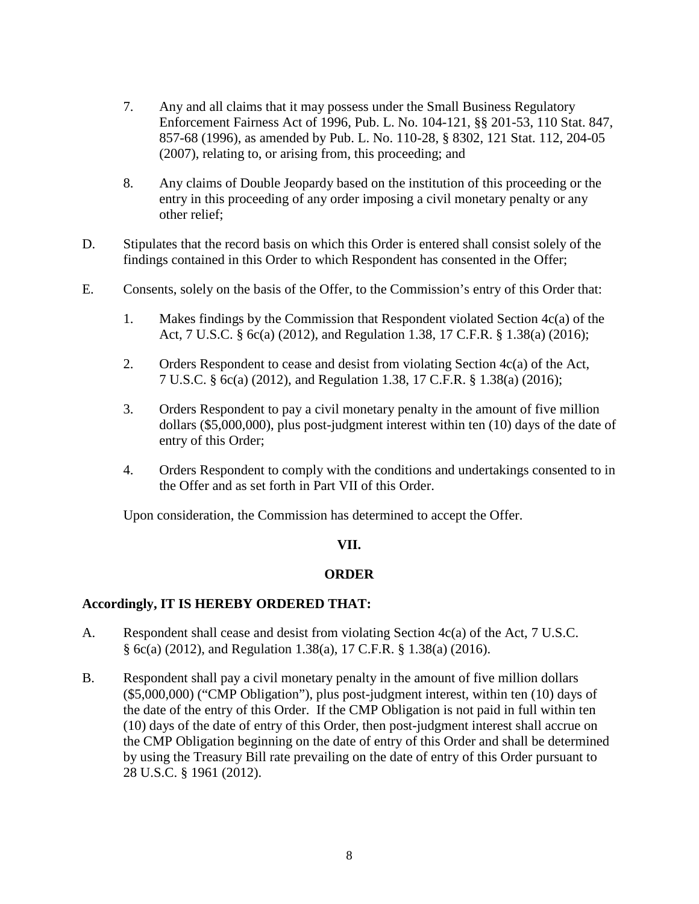7. Any and all claims that it may possess under the Small Business Regulatory Enforcement Fairness Act of 1996, Pub. L. No. 104-121, §§ 201-53, 110 Stat. 847, 857-68 (1996), as amended by Pub. L. No. 110-28, § 8302, 121 Stat. 112, 204-05 (2007), relating to, or arising from, this proceeding; and

8. Any claims of Double Jeopardy based on the institution of this proceeding or the entry in this proceeding of any order imposing a civil monetary penalty or any other relief;

D. Stipulates that the record basis on which this Order is entered shall consist solely of the findings contained in this Order to which Respondent has consented in the Offer;

E. Consents, solely on the basis of the Offer, to the Commission's entry of this Order that:

1. Makes findings by the Commission that Respondent violated Section 4c(a) of the Act, 7 U.S.C. § 6c(a) (2012), and Regulation 1.38, 17 C.F.R. § 1.38(a) (2016);

2. Orders Respondent to cease and desist from violating Section 4c(a) of the Act, 7 U.S.C. § 6c(a) (2012), and Regulation 1.38, 17 C.F.R. § 1.38(a) (2016);

3. Orders Respondent to pay a civil monetary penalty in the amount of five million dollars ($5,000,000), plus post-judgment interest within ten (10) days of the date of entry of this Order;

4. Orders Respondent to comply with the conditions and undertakings consented to in the Offer and as set forth in Part VII of this Order.

Upon consideration, the Commission has determined to accept the Offer.

## VII.

## ORDER

**Accordingly, IT IS HEREBY ORDERED THAT:**

A. Respondent shall cease and desist from violating Section 4c(a) of the Act, 7 U.S.C. § 6c(a) (2012), and Regulation 1.38(a), 17 C.F.R. § 1.38(a) (2016).

B. Respondent shall pay a civil monetary penalty in the amount of five million dollars ($5,000,000) ("CMP Obligation"), plus post-judgment interest, within ten (10) days of the date of the entry of this Order. If the CMP Obligation is not paid in full within ten (10) days of the date of entry of this Order, then post-judgment interest shall accrue on the CMP Obligation beginning on the date of entry of this Order and shall be determined by using the Treasury Bill rate prevailing on the date of entry of this Order pursuant to 28 U.S.C. § 1961 (2012).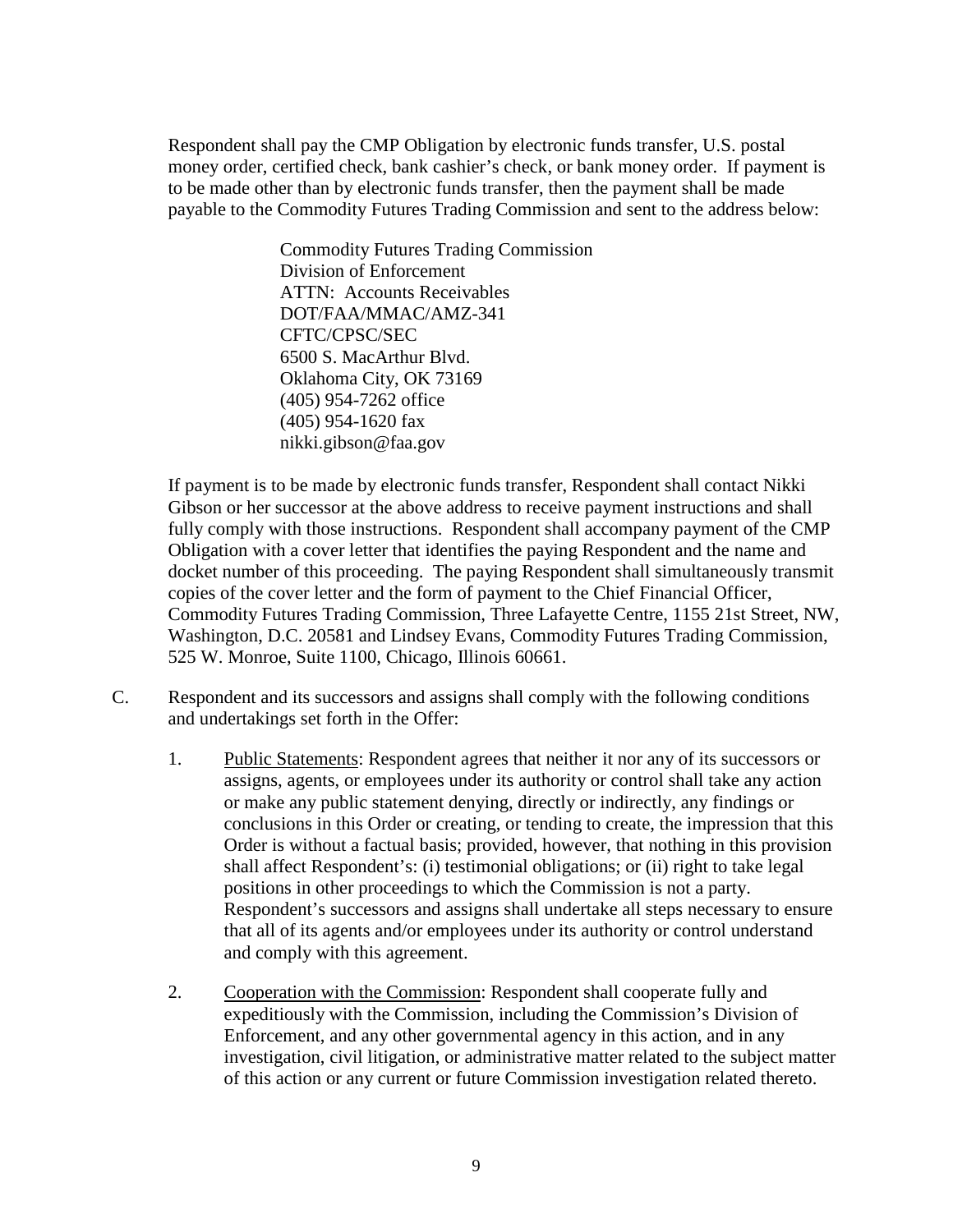Respondent shall pay the CMP Obligation by electronic funds transfer, U.S. postal money order, certified check, bank cashier's check, or bank money order. If payment is to be made other than by electronic funds transfer, then the payment shall be made payable to the Commodity Futures Trading Commission and sent to the address below:

> Commodity Futures Trading Commission
> Division of Enforcement
> ATTN: Accounts Receivables
> DOT/FAA/MMAC/AMZ-341
> CFTC/CPSC/SEC
> 6500 S. MacArthur Blvd.
> Oklahoma City, OK 73169
> (405) 954-7262 office
> (405) 954-1620 fax
> nikki.gibson@faa.gov

If payment is to be made by electronic funds transfer, Respondent shall contact Nikki Gibson or her successor at the above address to receive payment instructions and shall fully comply with those instructions. Respondent shall accompany payment of the CMP Obligation with a cover letter that identifies the paying Respondent and the name and docket number of this proceeding. The paying Respondent shall simultaneously transmit copies of the cover letter and the form of payment to the Chief Financial Officer, Commodity Futures Trading Commission, Three Lafayette Centre, 1155 21st Street, NW, Washington, D.C. 20581 and Lindsey Evans, Commodity Futures Trading Commission, 525 W. Monroe, Suite 1100, Chicago, Illinois 60661.

C. Respondent and its successors and assigns shall comply with the following conditions and undertakings set forth in the Offer:

1. Public Statements: Respondent agrees that neither it nor any of its successors or assigns, agents, or employees under its authority or control shall take any action or make any public statement denying, directly or indirectly, any findings or conclusions in this Order or creating, or tending to create, the impression that this Order is without a factual basis; provided, however, that nothing in this provision shall affect Respondent's: (i) testimonial obligations; or (ii) right to take legal positions in other proceedings to which the Commission is not a party. Respondent's successors and assigns shall undertake all steps necessary to ensure that all of its agents and/or employees under its authority or control understand and comply with this agreement.

2. Cooperation with the Commission: Respondent shall cooperate fully and expeditiously with the Commission, including the Commission's Division of Enforcement, and any other governmental agency in this action, and in any investigation, civil litigation, or administrative matter related to the subject matter of this action or any current or future Commission investigation related thereto.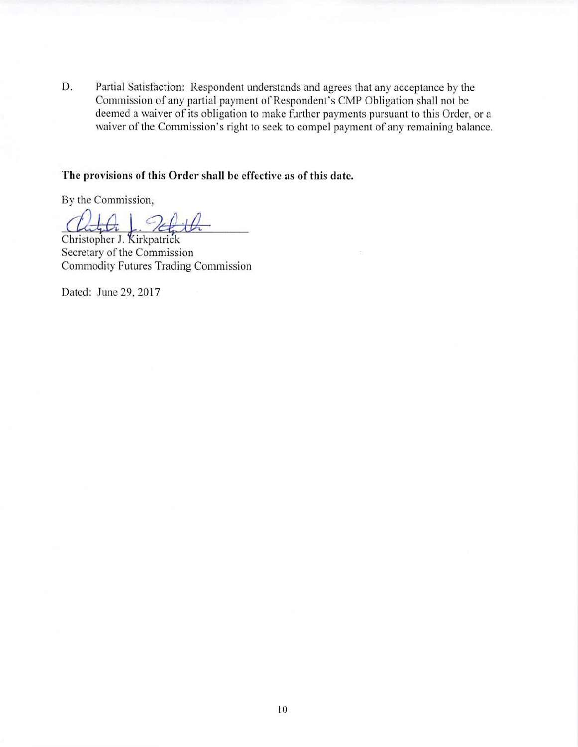D. Partial Satisfaction: Respondent understands and agrees that any acceptance by the Commission of any partial payment of Respondent's CMP Obligation shall not be deemed a waiver of its obligation to make further payments pursuant to this Order, or a waiver of the Commission's right to seek to compel payment of any remaining balance.

**The provisions of this Order shall be effective as of this date.**

By the Commission,

Christopher J. Kirkpatrick
Secretary of the Commission
Commodity Futures Trading Commission

Dated: June 29, 2017